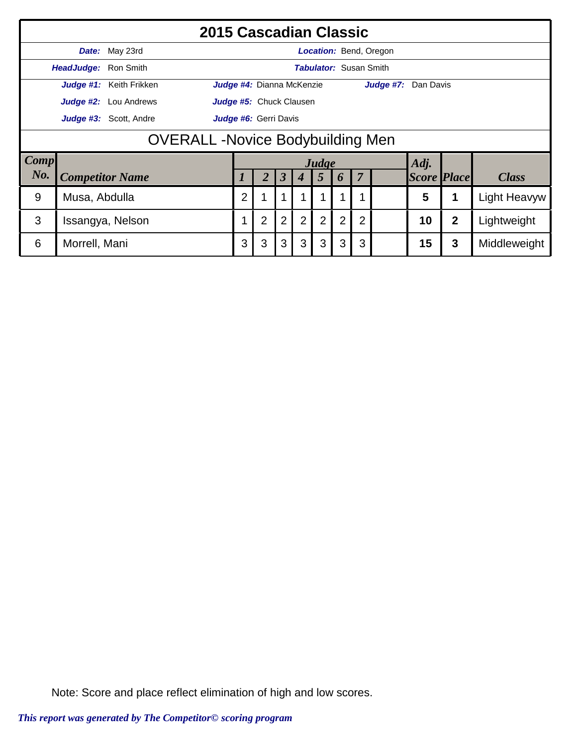# 2015 Cascadian Classic

**Date:** May 23rd | **Location:** Bend, Oregon

**HeadJudge:** Ron Smith | **Tabulator:** Susan Smith

**Judge #1:** Keith Frikken | **Judge #4:** Dianna McKenzie | **Judge #7:** Dan Davis

**Judge #2:** Lou Andrews | **Judge #5:** Chuck Clausen

**Judge #3:** Scott, Andre | **Judge #6:** Gerri Davis

## OVERALL -Novice Bodybuilding Men

| Comp No. | Competitor Name | Judge 1 | 2 | 3 | 4 | 5 | 6 | 7 | | Adj. Score | Place | Class |
|---|---|---|---|---|---|---|---|---|---|---|---|---|
| 9 | Musa, Abdulla | 2 | 1 | 1 | 1 | 1 | 1 | 1 | | 5 | 1 | Light Heavyw |
| 3 | Issangya, Nelson | 1 | 2 | 2 | 2 | 2 | 2 | 2 | | 10 | 2 | Lightweight |
| 6 | Morrell, Mani | 3 | 3 | 3 | 3 | 3 | 3 | 3 | | 15 | 3 | Middleweight |

Note: Score and place reflect elimination of high and low scores.

*This report was generated by The Competitor© scoring program*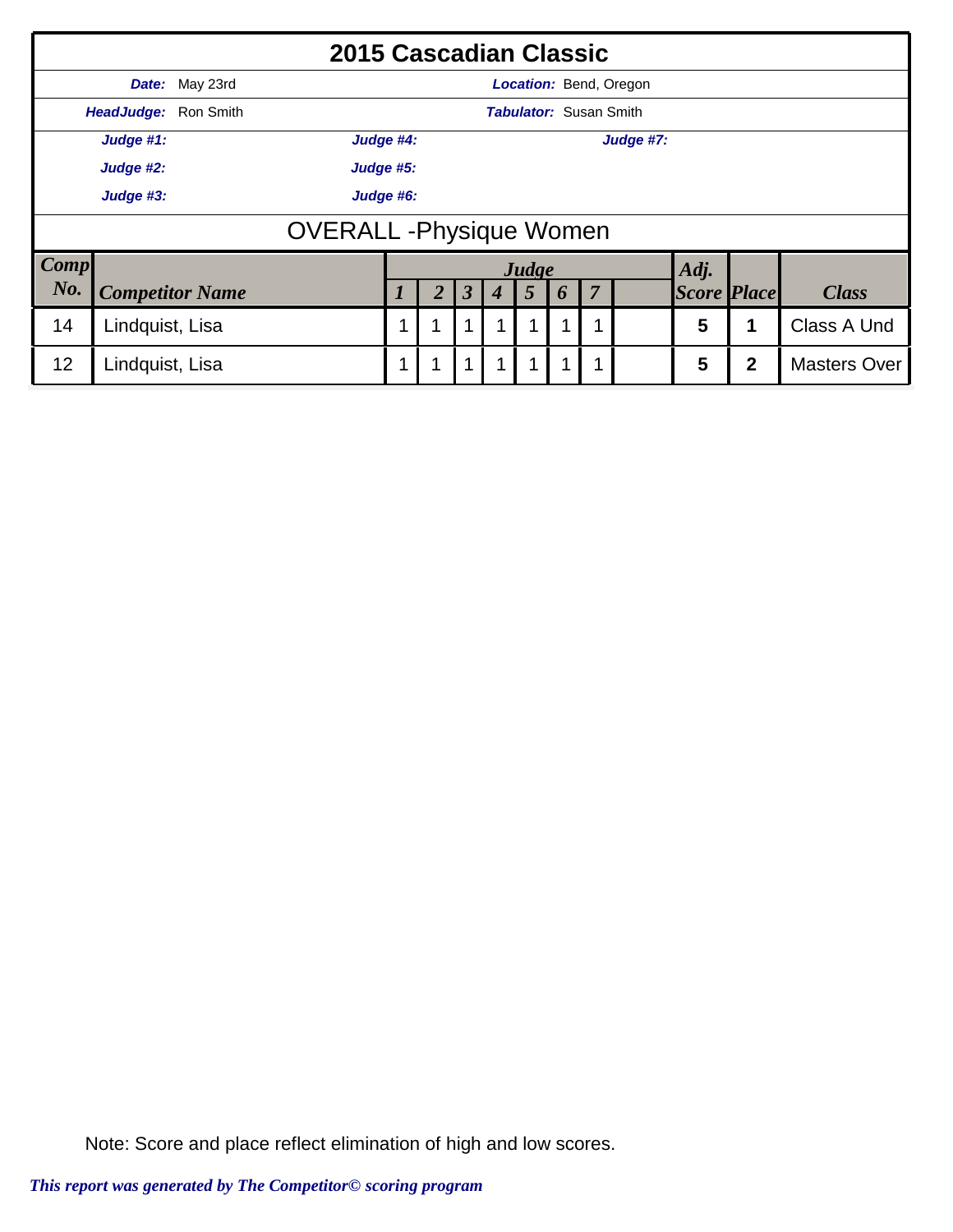# 2015 Cascadian Classic

| | | | |
|---|---|---|---|
| ***Date:*** May 23rd | | ***Location:*** Bend, Oregon | |
| ***HeadJudge:*** Ron Smith | | ***Tabulator:*** Susan Smith | |
| ***Judge #1:*** | ***Judge #4:*** | ***Judge #7:*** | |
| ***Judge #2:*** | ***Judge #5:*** | | |
| ***Judge #3:*** | ***Judge #6:*** | | |

## OVERALL -Physique Women

| Comp No. | Competitor Name | Judge 1 | 2 | 3 | 4 | 5 | 6 | 7 | | Adj. Score | Place | Class |
|---|---|---|---|---|---|---|---|---|---|---|---|---|
| 14 | Lindquist, Lisa | 1 | 1 | 1 | 1 | 1 | 1 | 1 | | **5** | **1** | Class A Und |
| 12 | Lindquist, Lisa | 1 | 1 | 1 | 1 | 1 | 1 | 1 | | **5** | **2** | Masters Over |

Note: Score and place reflect elimination of high and low scores.

*This report was generated by The Competitor© scoring program*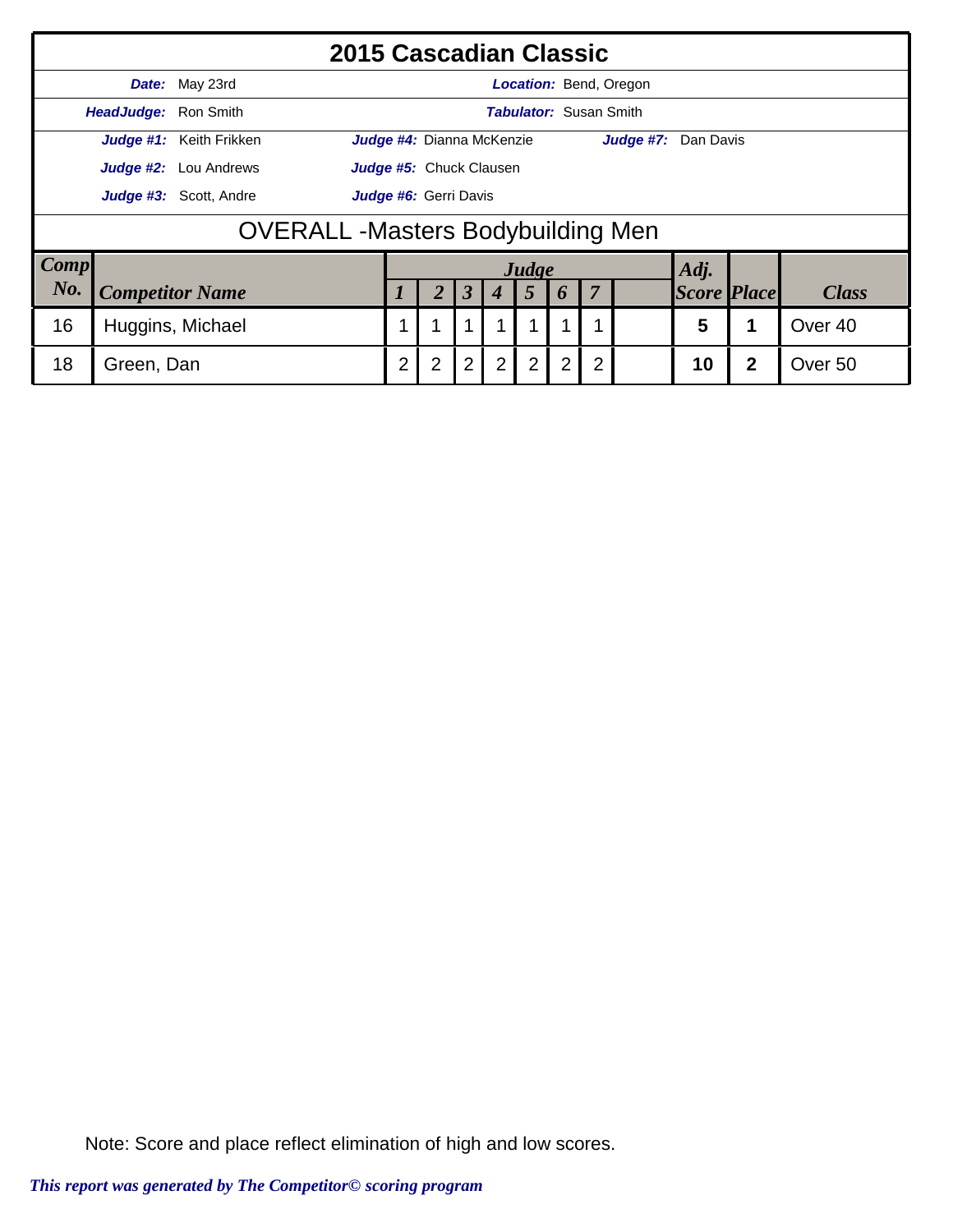# 2015 Cascadian Classic

**Date:** May 23rd | **Location:** Bend, Oregon

**HeadJudge:** Ron Smith | **Tabulator:** Susan Smith

**Judge #1:** Keith Frikken | **Judge #4:** Dianna McKenzie | **Judge #7:** Dan Davis

**Judge #2:** Lou Andrews | **Judge #5:** Chuck Clausen

**Judge #3:** Scott, Andre | **Judge #6:** Gerri Davis

## OVERALL -Masters Bodybuilding Men

| Comp No. | Competitor Name | Judge 1 | 2 | 3 | 4 | 5 | 6 | 7 | | Adj. Score | Place | Class |
|---|---|---|---|---|---|---|---|---|---|---|---|---|
| 16 | Huggins, Michael | 1 | 1 | 1 | 1 | 1 | 1 | 1 | | **5** | **1** | Over 40 |
| 18 | Green, Dan | 2 | 2 | 2 | 2 | 2 | 2 | 2 | | **10** | **2** | Over 50 |

Note: Score and place reflect elimination of high and low scores.

*This report was generated by The Competitor© scoring program*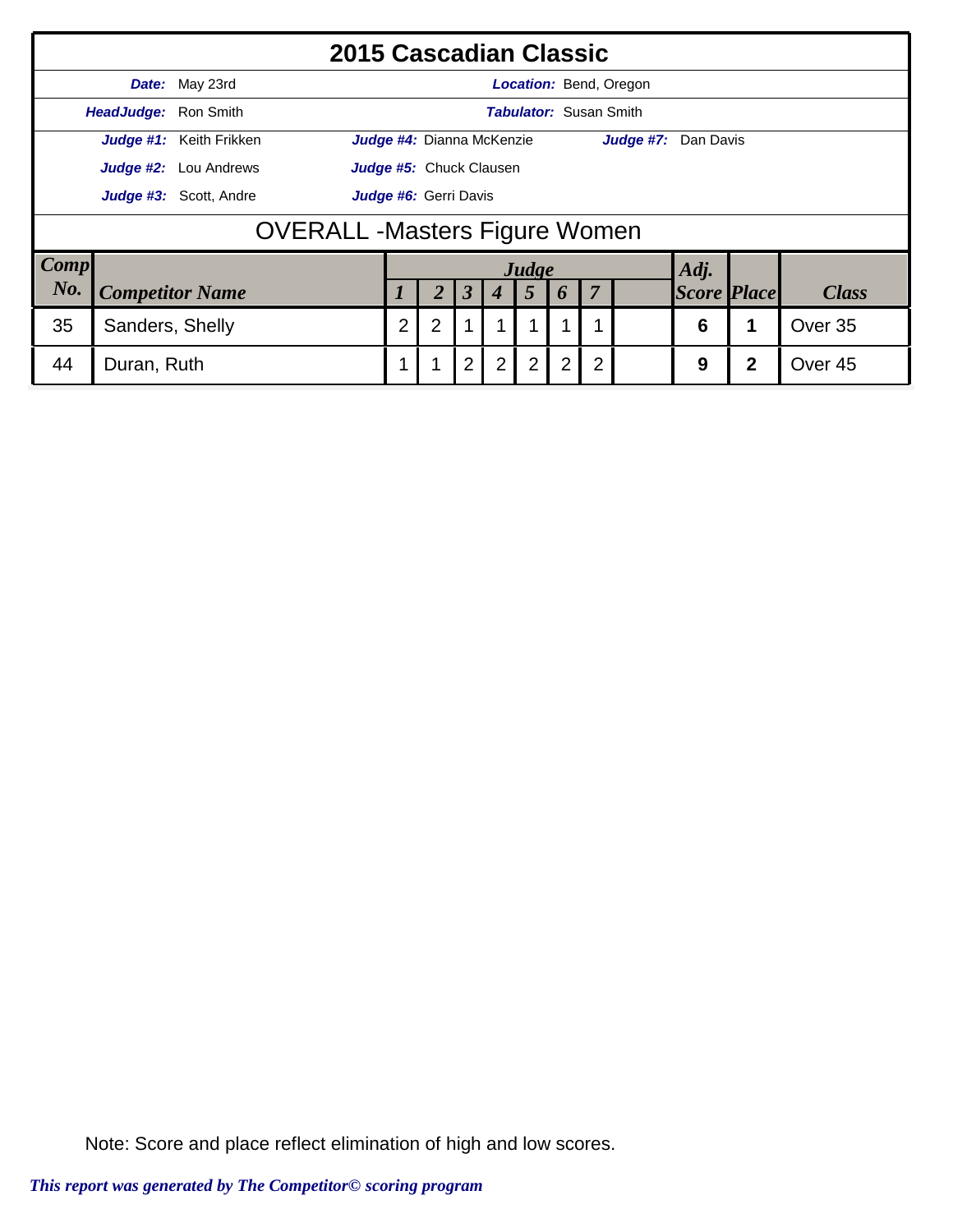# 2015 Cascadian Classic

***Date:*** May 23rd ***Location:*** Bend, Oregon

***HeadJudge:*** Ron Smith ***Tabulator:*** Susan Smith

***Judge #1:*** Keith Frikken ***Judge #4:*** Dianna McKenzie ***Judge #7:*** Dan Davis

***Judge #2:*** Lou Andrews ***Judge #5:*** Chuck Clausen

***Judge #3:*** Scott, Andre ***Judge #6:*** Gerri Davis

## OVERALL -Masters Figure Women

| *Comp No.* | *Competitor Name* | *Judge 1* | *2* | *3* | *4* | *5* | *6* | *7* | | *Adj. Score* | *Place* | *Class* |
|---|---|---|---|---|---|---|---|---|---|---|---|---|
| 35 | Sanders, Shelly | 2 | 2 | 1 | 1 | 1 | 1 | 1 | | **6** | **1** | Over 35 |
| 44 | Duran, Ruth | 1 | 1 | 2 | 2 | 2 | 2 | 2 | | **9** | **2** | Over 45 |

Note: Score and place reflect elimination of high and low scores.

*This report was generated by The Competitor© scoring program*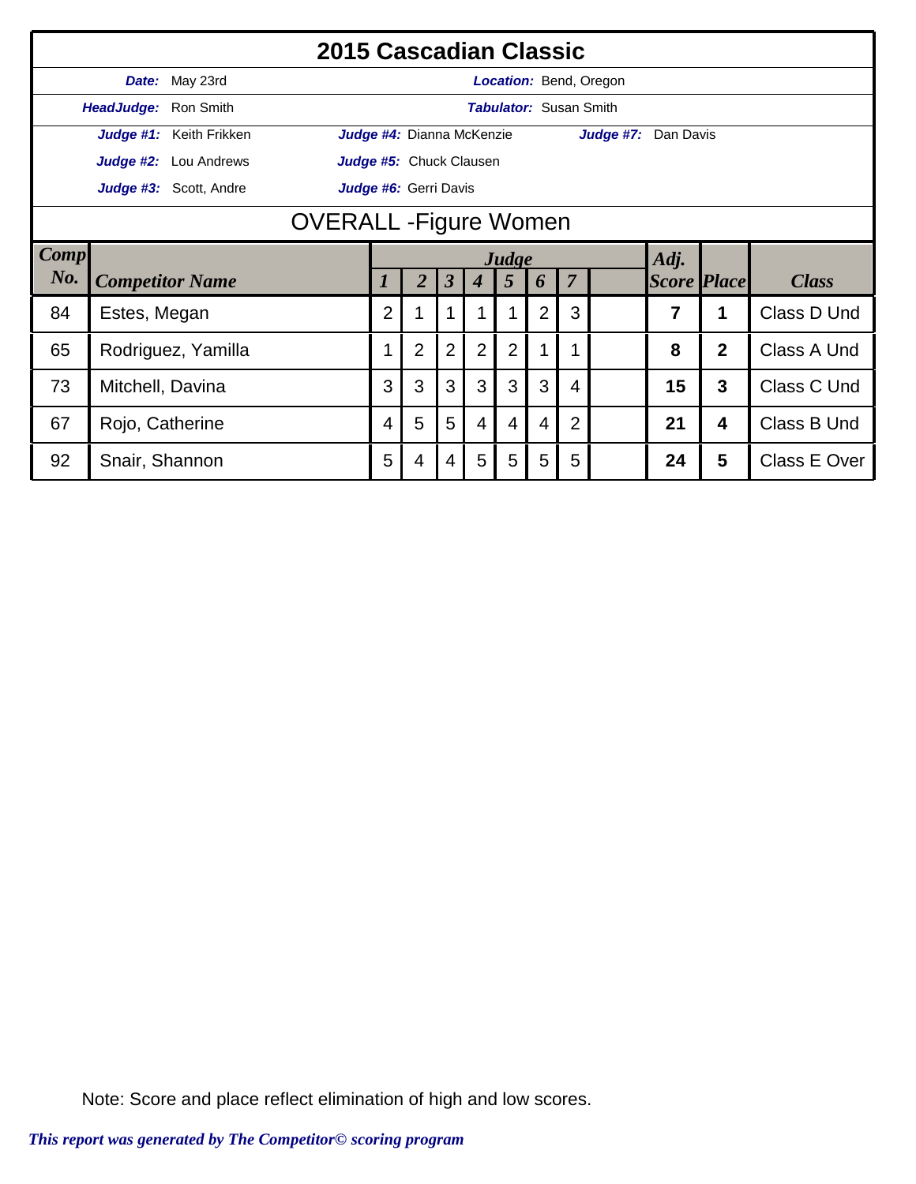# 2015 Cascadian Classic

**Date:** May 23rd

**Location:** Bend, Oregon

**HeadJudge:** Ron Smith

**Tabulator:** Susan Smith

**Judge #1:** Keith Frikken

**Judge #2:** Lou Andrews

**Judge #3:** Scott, Andre

**Judge #4:** Dianna McKenzie

**Judge #5:** Chuck Clausen

**Judge #6:** Gerri Davis

**Judge #7:** Dan Davis

## OVERALL -Figure Women

| Comp No. | Competitor Name | Judge 1 | 2 | 3 | 4 | 5 | 6 | 7 | | Adj. Score | Place | Class |
|---|---|---|---|---|---|---|---|---|---|---|---|---|
| 84 | Estes, Megan | 2 | 1 | 1 | 1 | 1 | 2 | 3 | | **7** | **1** | Class D Und |
| 65 | Rodriguez, Yamilla | 1 | 2 | 2 | 2 | 2 | 1 | 1 | | **8** | **2** | Class A Und |
| 73 | Mitchell, Davina | 3 | 3 | 3 | 3 | 3 | 3 | 4 | | **15** | **3** | Class C Und |
| 67 | Rojo, Catherine | 4 | 5 | 5 | 4 | 4 | 4 | 2 | | **21** | **4** | Class B Und |
| 92 | Snair, Shannon | 5 | 4 | 4 | 5 | 5 | 5 | 5 | | **24** | **5** | Class E Over |

Note: Score and place reflect elimination of high and low scores.

*This report was generated by The Competitor© scoring program*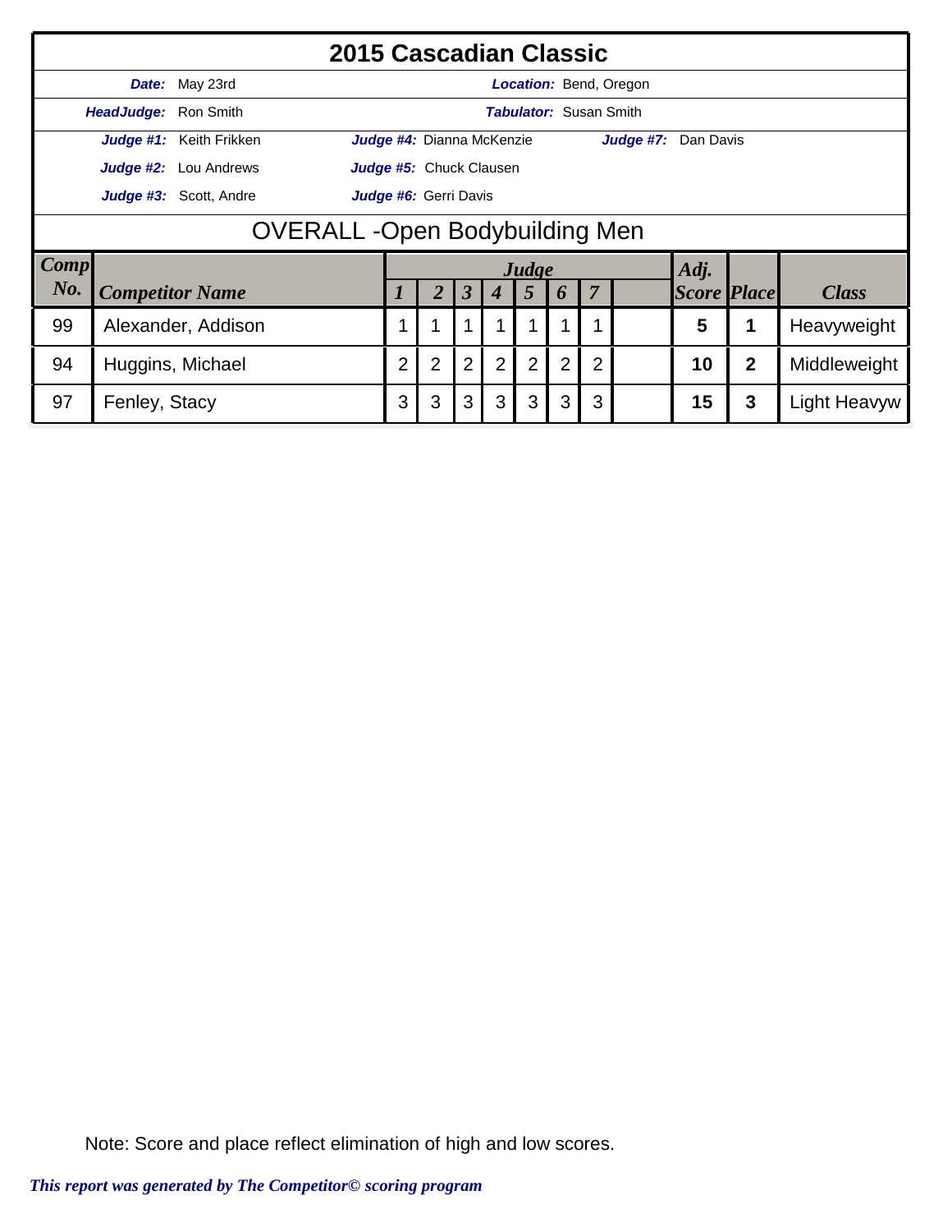# 2015 Cascadian Classic

**Date:** May 23rd **Location:** Bend, Oregon

**HeadJudge:** Ron Smith **Tabulator:** Susan Smith

**Judge #1:** Keith Frikken **Judge #4:** Dianna McKenzie **Judge #7:** Dan Davis

**Judge #2:** Lou Andrews **Judge #5:** Chuck Clausen

**Judge #3:** Scott, Andre **Judge #6:** Gerri Davis

## OVERALL -Open Bodybuilding Men

| Comp No. | Competitor Name | Judge 1 | 2 | 3 | 4 | 5 | 6 | 7 | | Adj. Score | Place | Class |
|---|---|---|---|---|---|---|---|---|---|---|---|---|
| 99 | Alexander, Addison | 1 | 1 | 1 | 1 | 1 | 1 | 1 | | 5 | 1 | Heavyweight |
| 94 | Huggins, Michael | 2 | 2 | 2 | 2 | 2 | 2 | 2 | | 10 | 2 | Middleweight |
| 97 | Fenley, Stacy | 3 | 3 | 3 | 3 | 3 | 3 | 3 | | 15 | 3 | Light Heavyw |

Note: Score and place reflect elimination of high and low scores.

*This report was generated by The Competitor© scoring program*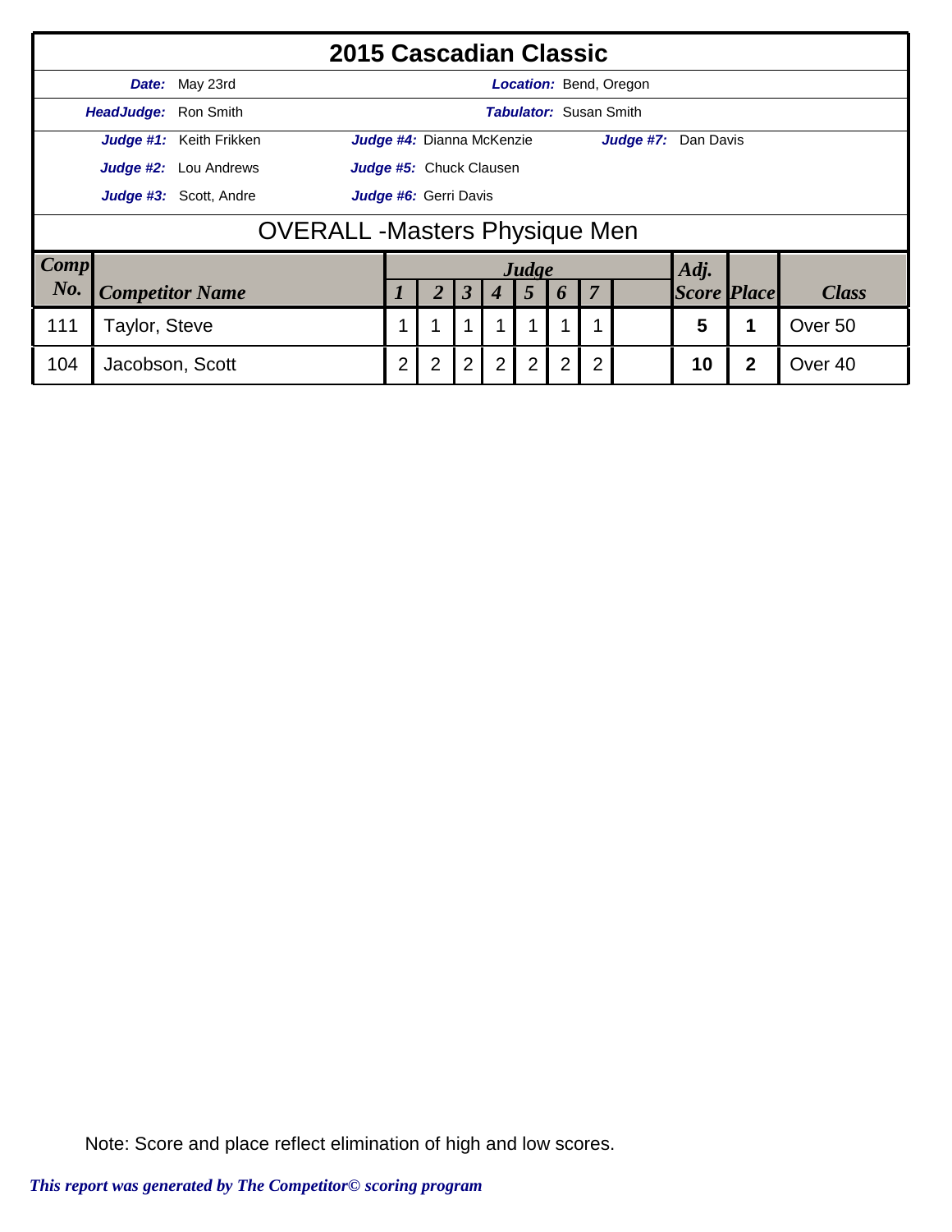# 2015 Cascadian Classic

**Date:** May 23rd **Location:** Bend, Oregon

**HeadJudge:** Ron Smith **Tabulator:** Susan Smith

**Judge #1:** Keith Frikken **Judge #4:** Dianna McKenzie **Judge #7:** Dan Davis

**Judge #2:** Lou Andrews **Judge #5:** Chuck Clausen

**Judge #3:** Scott, Andre **Judge #6:** Gerri Davis

## OVERALL -Masters Physique Men

| Comp No. | Competitor Name | Judge 1 | 2 | 3 | 4 | 5 | 6 | 7 | | Adj. Score | Place | Class |
|---|---|---|---|---|---|---|---|---|---|---|---|---|
| 111 | Taylor, Steve | 1 | 1 | 1 | 1 | 1 | 1 | 1 | | **5** | **1** | Over 50 |
| 104 | Jacobson, Scott | 2 | 2 | 2 | 2 | 2 | 2 | 2 | | **10** | **2** | Over 40 |

Note: Score and place reflect elimination of high and low scores.

*This report was generated by The Competitor© scoring program*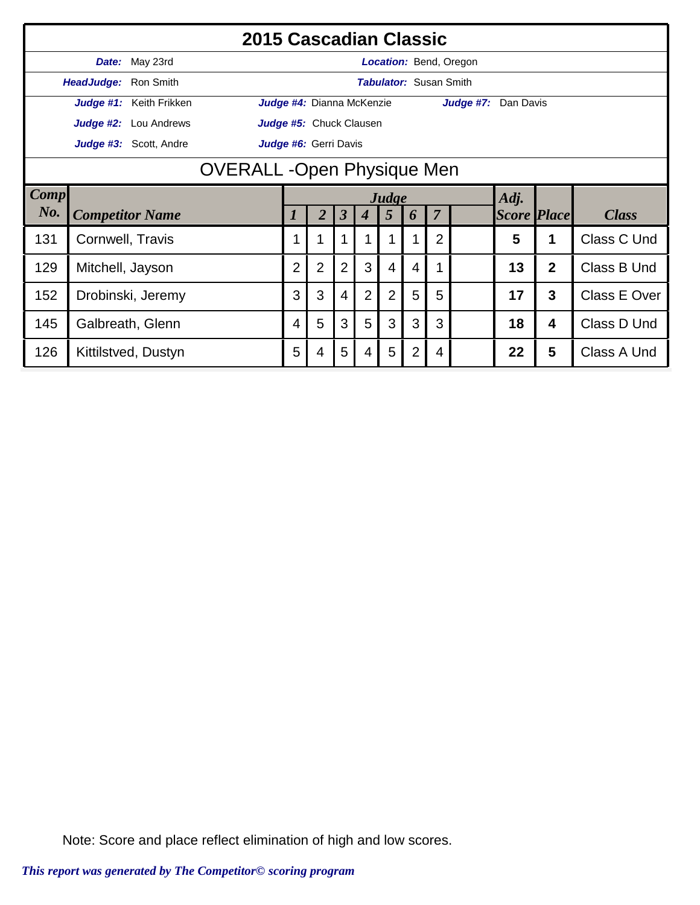# 2015 Cascadian Classic

**Date:** May 23rd **Location:** Bend, Oregon

**HeadJudge:** Ron Smith **Tabulator:** Susan Smith

**Judge #1:** Keith Frikken **Judge #4:** Dianna McKenzie **Judge #7:** Dan Davis

**Judge #2:** Lou Andrews **Judge #5:** Chuck Clausen

**Judge #3:** Scott, Andre **Judge #6:** Gerri Davis

## OVERALL -Open Physique Men

| Comp No. | Competitor Name | Judge 1 | 2 | 3 | 4 | 5 | 6 | 7 | | Adj. Score | Place | Class |
|---|---|---|---|---|---|---|---|---|---|---|---|---|
| 131 | Cornwell, Travis | 1 | 1 | 1 | 1 | 1 | 1 | 2 | | **5** | **1** | Class C Und |
| 129 | Mitchell, Jayson | 2 | 2 | 2 | 3 | 4 | 4 | 1 | | **13** | **2** | Class B Und |
| 152 | Drobinski, Jeremy | 3 | 3 | 4 | 2 | 2 | 5 | 5 | | **17** | **3** | Class E Over |
| 145 | Galbreath, Glenn | 4 | 5 | 3 | 5 | 3 | 3 | 3 | | **18** | **4** | Class D Und |
| 126 | Kittilstved, Dustyn | 5 | 4 | 5 | 4 | 5 | 2 | 4 | | **22** | **5** | Class A Und |

Note: Score and place reflect elimination of high and low scores.

*This report was generated by The Competitor© scoring program*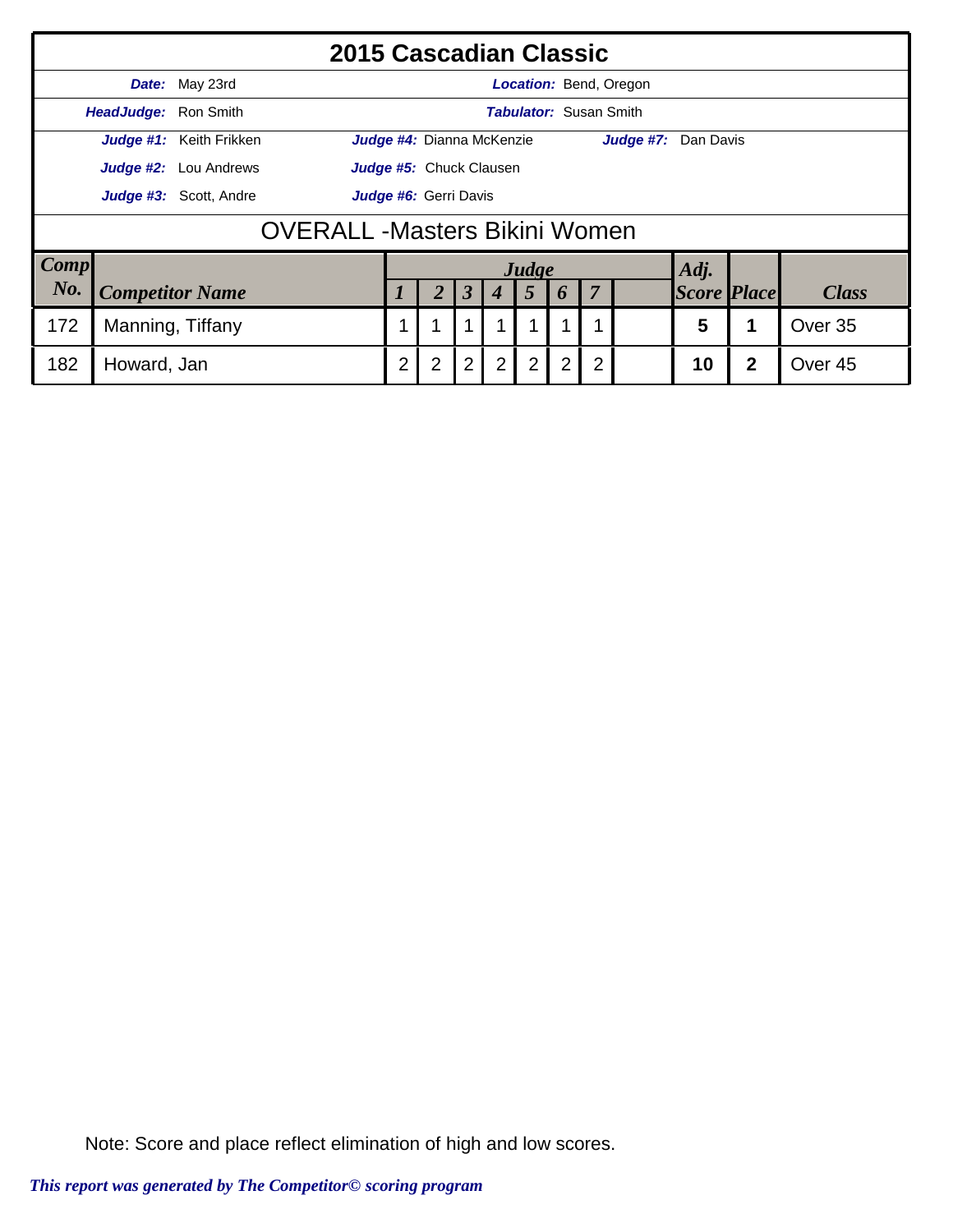# 2015 Cascadian Classic

**Date:** May 23rd  **Location:** Bend, Oregon

**HeadJudge:** Ron Smith  **Tabulator:** Susan Smith

**Judge #1:** Keith Frikken  **Judge #4:** Dianna McKenzie  **Judge #7:** Dan Davis

**Judge #2:** Lou Andrews  **Judge #5:** Chuck Clausen

**Judge #3:** Scott, Andre  **Judge #6:** Gerri Davis

## OVERALL -Masters Bikini Women

| Comp No. | Competitor Name | Judge 1 | 2 | 3 | 4 | 5 | 6 | 7 | | Adj. Score | Place | Class |
|---|---|---|---|---|---|---|---|---|---|---|---|---|
| 172 | Manning, Tiffany | 1 | 1 | 1 | 1 | 1 | 1 | 1 | | **5** | **1** | Over 35 |
| 182 | Howard, Jan | 2 | 2 | 2 | 2 | 2 | 2 | 2 | | **10** | **2** | Over 45 |

Note: Score and place reflect elimination of high and low scores.

*This report was generated by The Competitor© scoring program*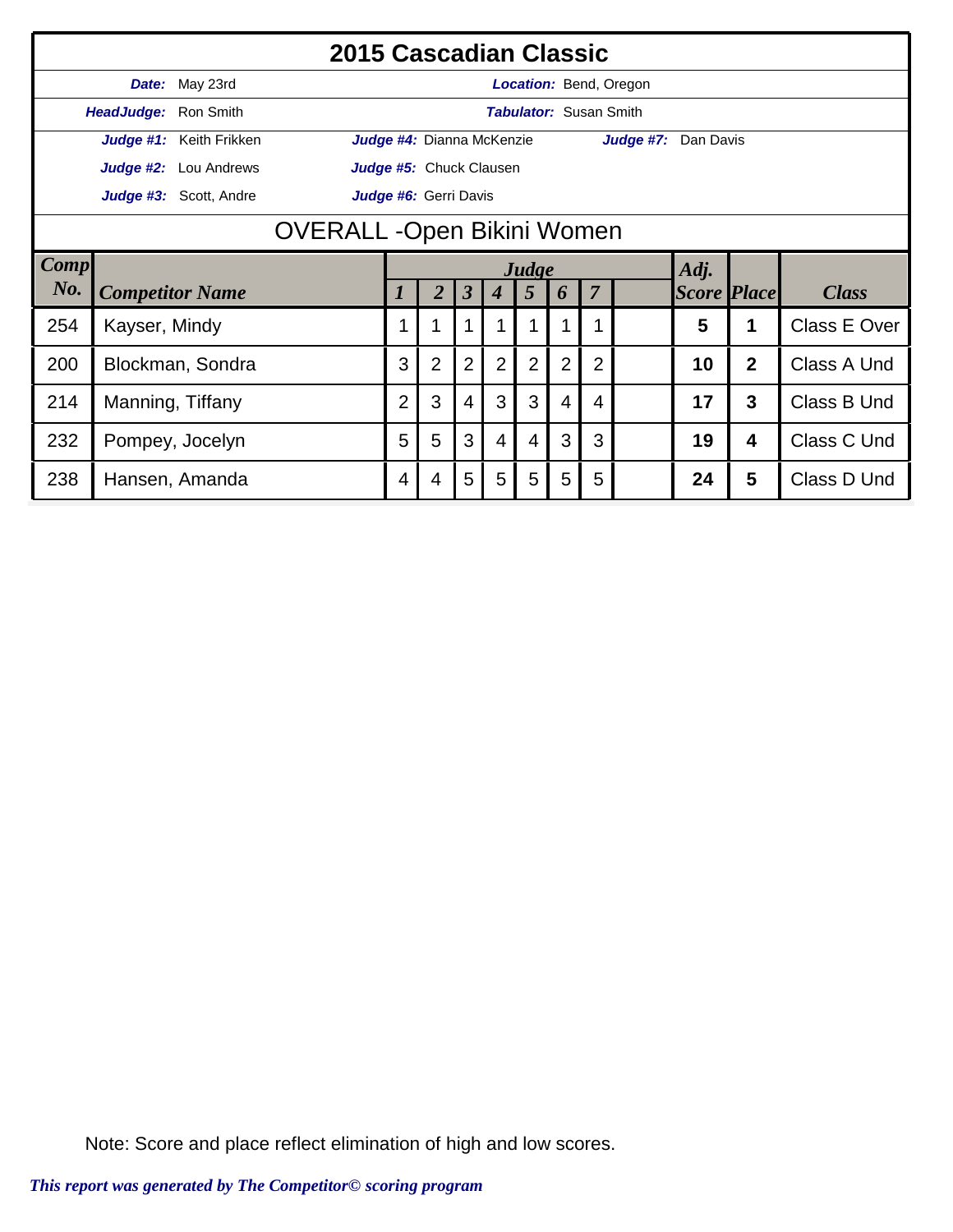# 2015 Cascadian Classic

***Date:*** May 23rd | ***Location:*** Bend, Oregon

***HeadJudge:*** Ron Smith | ***Tabulator:*** Susan Smith

***Judge #1:*** Keith Frikken | ***Judge #4:*** Dianna McKenzie | ***Judge #7:*** Dan Davis

***Judge #2:*** Lou Andrews | ***Judge #5:*** Chuck Clausen

***Judge #3:*** Scott, Andre | ***Judge #6:*** Gerri Davis

## OVERALL -Open Bikini Women

| Comp No. | Competitor Name | Judge 1 | 2 | 3 | 4 | 5 | 6 | 7 | | Adj. Score | Place | Class |
|---|---|---|---|---|---|---|---|---|---|---|---|---|
| 254 | Kayser, Mindy | 1 | 1 | 1 | 1 | 1 | 1 | 1 | | **5** | **1** | Class E Over |
| 200 | Blockman, Sondra | 3 | 2 | 2 | 2 | 2 | 2 | 2 | | **10** | **2** | Class A Und |
| 214 | Manning, Tiffany | 2 | 3 | 4 | 3 | 3 | 4 | 4 | | **17** | **3** | Class B Und |
| 232 | Pompey, Jocelyn | 5 | 5 | 3 | 4 | 4 | 3 | 3 | | **19** | **4** | Class C Und |
| 238 | Hansen, Amanda | 4 | 4 | 5 | 5 | 5 | 5 | 5 | | **24** | **5** | Class D Und |

Note: Score and place reflect elimination of high and low scores.

***This report was generated by The Competitor© scoring program***